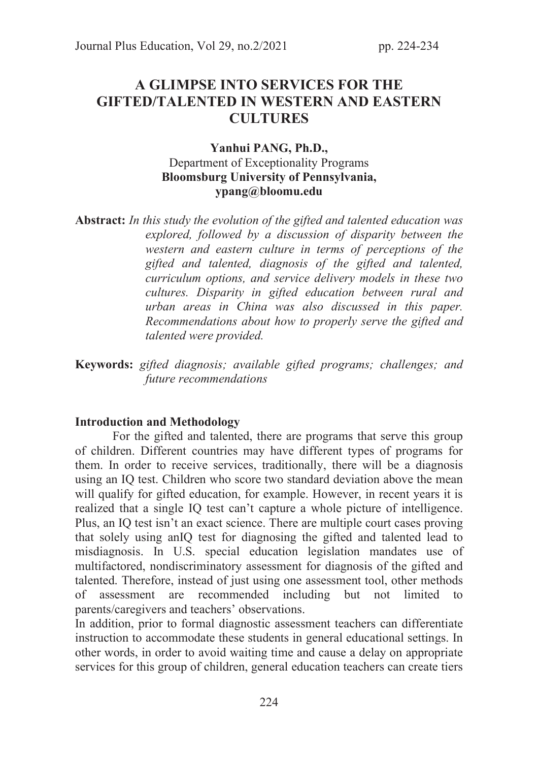# A GLIMPSE INTO SERVICES FOR THE GIFTED/TALENTED IN WESTERN AND EASTERN CULTURES

**Yanhui PANG, Ph.D.,**
Department of Exceptionality Programs
**Bloomsburg University of Pennsylvania,**
**ypang@bloomu.edu**

**Abstract:** *In this study the evolution of the gifted and talented education was explored, followed by a discussion of disparity between the western and eastern culture in terms of perceptions of the gifted and talented, diagnosis of the gifted and talented, curriculum options, and service delivery models in these two cultures. Disparity in gifted education between rural and urban areas in China was also discussed in this paper. Recommendations about how to properly serve the gifted and talented were provided.*

**Keywords:** *gifted diagnosis; available gifted programs; challenges; and future recommendations*

### Introduction and Methodology

For the gifted and talented, there are programs that serve this group of children. Different countries may have different types of programs for them. In order to receive services, traditionally, there will be a diagnosis using an IQ test. Children who score two standard deviation above the mean will qualify for gifted education, for example. However, in recent years it is realized that a single IQ test can't capture a whole picture of intelligence. Plus, an IQ test isn't an exact science. There are multiple court cases proving that solely using anIQ test for diagnosing the gifted and talented lead to misdiagnosis. In U.S. special education legislation mandates use of multifactored, nondiscriminatory assessment for diagnosis of the gifted and talented. Therefore, instead of just using one assessment tool, other methods of assessment are recommended including but not limited to parents/caregivers and teachers' observations.

In addition, prior to formal diagnostic assessment teachers can differentiate instruction to accommodate these students in general educational settings. In other words, in order to avoid waiting time and cause a delay on appropriate services for this group of children, general education teachers can create tiers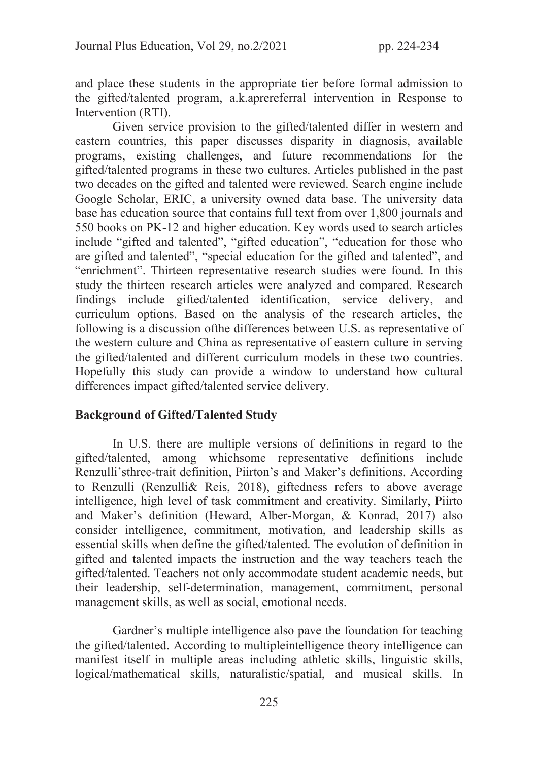and place these students in the appropriate tier before formal admission to the gifted/talented program, a.k.aprereferral intervention in Response to Intervention (RTI).

Given service provision to the gifted/talented differ in western and eastern countries, this paper discusses disparity in diagnosis, available programs, existing challenges, and future recommendations for the gifted/talented programs in these two cultures. Articles published in the past two decades on the gifted and talented were reviewed. Search engine include Google Scholar, ERIC, a university owned data base. The university data base has education source that contains full text from over 1,800 journals and 550 books on PK-12 and higher education. Key words used to search articles include "gifted and talented", "gifted education", "education for those who are gifted and talented", "special education for the gifted and talented", and "enrichment". Thirteen representative research studies were found. In this study the thirteen research articles were analyzed and compared. Research findings include gifted/talented identification, service delivery, and curriculum options. Based on the analysis of the research articles, the following is a discussion ofthe differences between U.S. as representative of the western culture and China as representative of eastern culture in serving the gifted/talented and different curriculum models in these two countries. Hopefully this study can provide a window to understand how cultural differences impact gifted/talented service delivery.

## Background of Gifted/Talented Study

In U.S. there are multiple versions of definitions in regard to the gifted/talented, among whichsome representative definitions include Renzulli'sthree-trait definition, Piirton's and Maker's definitions. According to Renzulli (Renzulli& Reis, 2018), giftedness refers to above average intelligence, high level of task commitment and creativity. Similarly, Piirto and Maker's definition (Heward, Alber-Morgan, & Konrad, 2017) also consider intelligence, commitment, motivation, and leadership skills as essential skills when define the gifted/talented. The evolution of definition in gifted and talented impacts the instruction and the way teachers teach the gifted/talented. Teachers not only accommodate student academic needs, but their leadership, self-determination, management, commitment, personal management skills, as well as social, emotional needs.

Gardner's multiple intelligence also pave the foundation for teaching the gifted/talented. According to multipleintelligence theory intelligence can manifest itself in multiple areas including athletic skills, linguistic skills, logical/mathematical skills, naturalistic/spatial, and musical skills. In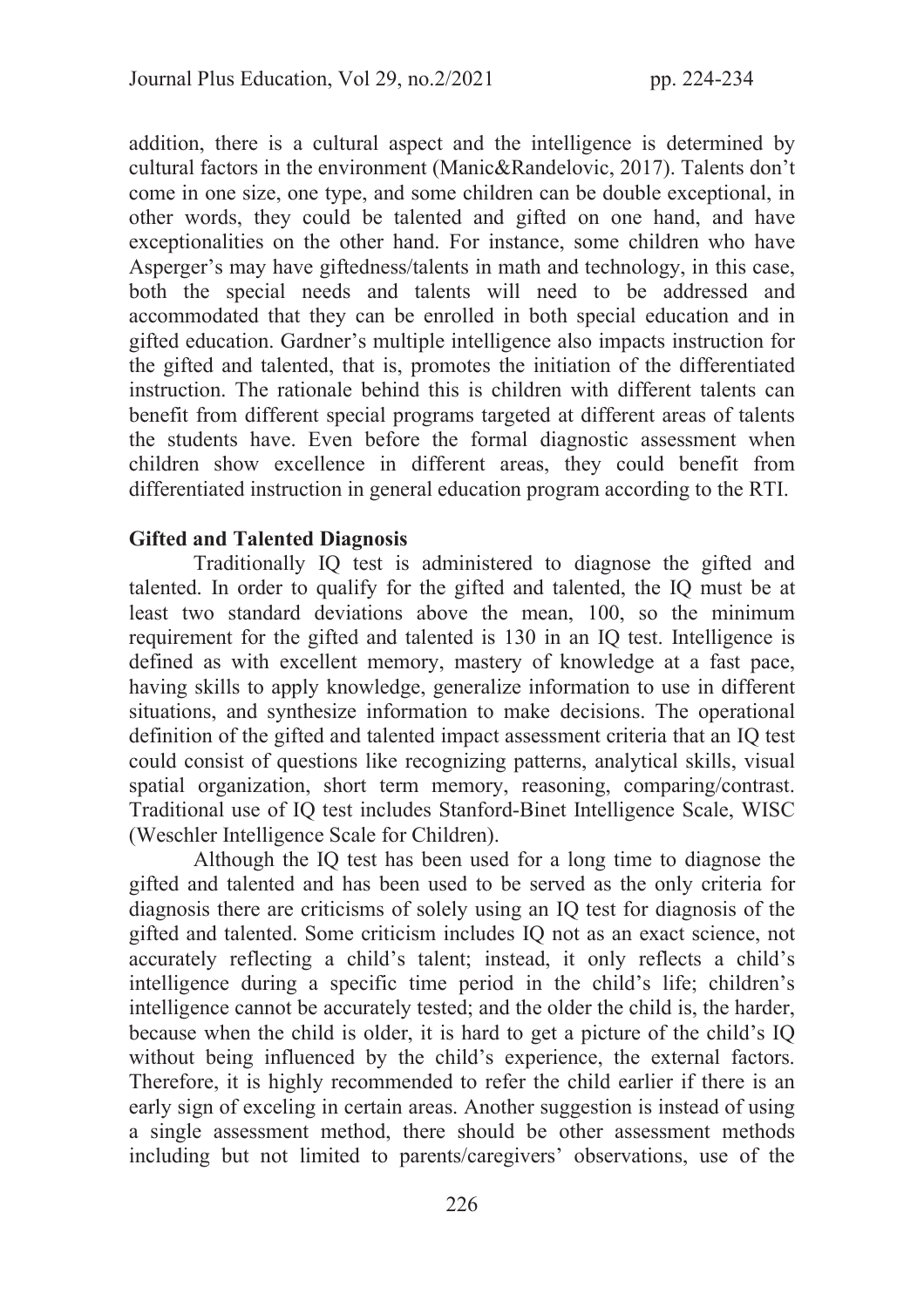addition, there is a cultural aspect and the intelligence is determined by cultural factors in the environment (Manic&Randelovic, 2017). Talents don't come in one size, one type, and some children can be double exceptional, in other words, they could be talented and gifted on one hand, and have exceptionalities on the other hand. For instance, some children who have Asperger's may have giftedness/talents in math and technology, in this case, both the special needs and talents will need to be addressed and accommodated that they can be enrolled in both special education and in gifted education. Gardner's multiple intelligence also impacts instruction for the gifted and talented, that is, promotes the initiation of the differentiated instruction. The rationale behind this is children with different talents can benefit from different special programs targeted at different areas of talents the students have. Even before the formal diagnostic assessment when children show excellence in different areas, they could benefit from differentiated instruction in general education program according to the RTI.

**Gifted and Talented Diagnosis**

Traditionally IQ test is administered to diagnose the gifted and talented. In order to qualify for the gifted and talented, the IQ must be at least two standard deviations above the mean, 100, so the minimum requirement for the gifted and talented is 130 in an IQ test. Intelligence is defined as with excellent memory, mastery of knowledge at a fast pace, having skills to apply knowledge, generalize information to use in different situations, and synthesize information to make decisions. The operational definition of the gifted and talented impact assessment criteria that an IQ test could consist of questions like recognizing patterns, analytical skills, visual spatial organization, short term memory, reasoning, comparing/contrast. Traditional use of IQ test includes Stanford-Binet Intelligence Scale, WISC (Weschler Intelligence Scale for Children).

Although the IQ test has been used for a long time to diagnose the gifted and talented and has been used to be served as the only criteria for diagnosis there are criticisms of solely using an IQ test for diagnosis of the gifted and talented. Some criticism includes IQ not as an exact science, not accurately reflecting a child's talent; instead, it only reflects a child's intelligence during a specific time period in the child's life; children's intelligence cannot be accurately tested; and the older the child is, the harder, because when the child is older, it is hard to get a picture of the child's IQ without being influenced by the child's experience, the external factors. Therefore, it is highly recommended to refer the child earlier if there is an early sign of exceling in certain areas. Another suggestion is instead of using a single assessment method, there should be other assessment methods including but not limited to parents/caregivers' observations, use of the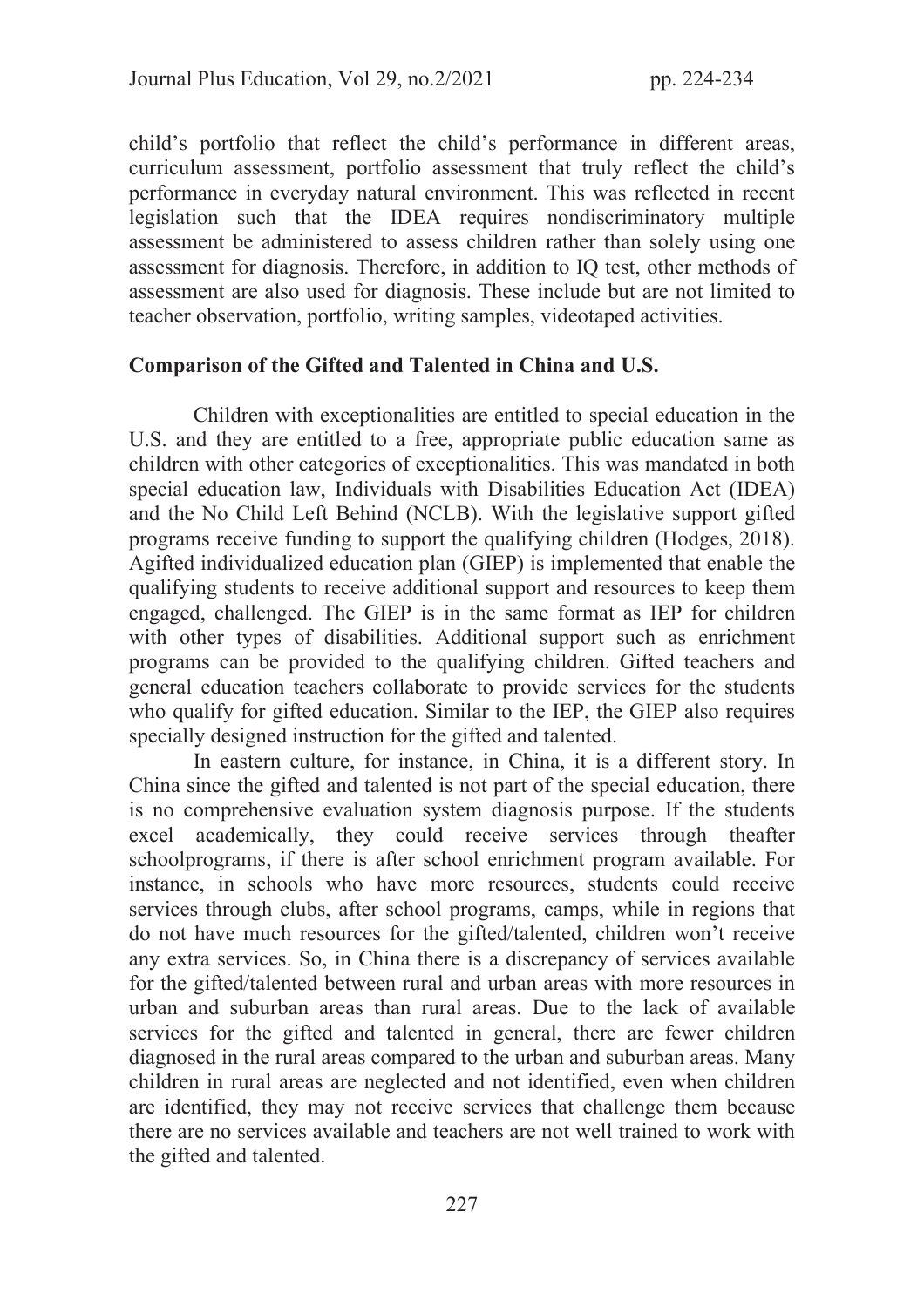child's portfolio that reflect the child's performance in different areas, curriculum assessment, portfolio assessment that truly reflect the child's performance in everyday natural environment. This was reflected in recent legislation such that the IDEA requires nondiscriminatory multiple assessment be administered to assess children rather than solely using one assessment for diagnosis. Therefore, in addition to IQ test, other methods of assessment are also used for diagnosis. These include but are not limited to teacher observation, portfolio, writing samples, videotaped activities.

**Comparison of the Gifted and Talented in China and U.S.**

Children with exceptionalities are entitled to special education in the U.S. and they are entitled to a free, appropriate public education same as children with other categories of exceptionalities. This was mandated in both special education law, Individuals with Disabilities Education Act (IDEA) and the No Child Left Behind (NCLB). With the legislative support gifted programs receive funding to support the qualifying children (Hodges, 2018). Agifted individualized education plan (GIEP) is implemented that enable the qualifying students to receive additional support and resources to keep them engaged, challenged. The GIEP is in the same format as IEP for children with other types of disabilities. Additional support such as enrichment programs can be provided to the qualifying children. Gifted teachers and general education teachers collaborate to provide services for the students who qualify for gifted education. Similar to the IEP, the GIEP also requires specially designed instruction for the gifted and talented.

In eastern culture, for instance, in China, it is a different story. In China since the gifted and talented is not part of the special education, there is no comprehensive evaluation system diagnosis purpose. If the students excel academically, they could receive services through theafter schoolprograms, if there is after school enrichment program available. For instance, in schools who have more resources, students could receive services through clubs, after school programs, camps, while in regions that do not have much resources for the gifted/talented, children won't receive any extra services. So, in China there is a discrepancy of services available for the gifted/talented between rural and urban areas with more resources in urban and suburban areas than rural areas. Due to the lack of available services for the gifted and talented in general, there are fewer children diagnosed in the rural areas compared to the urban and suburban areas. Many children in rural areas are neglected and not identified, even when children are identified, they may not receive services that challenge them because there are no services available and teachers are not well trained to work with the gifted and talented.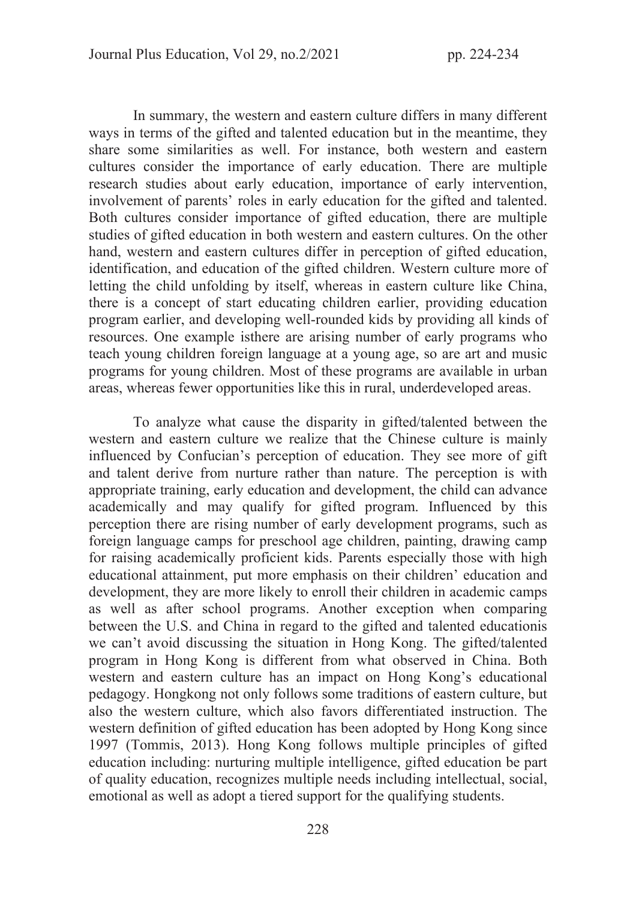In summary, the western and eastern culture differs in many different ways in terms of the gifted and talented education but in the meantime, they share some similarities as well. For instance, both western and eastern cultures consider the importance of early education. There are multiple research studies about early education, importance of early intervention, involvement of parents' roles in early education for the gifted and talented. Both cultures consider importance of gifted education, there are multiple studies of gifted education in both western and eastern cultures. On the other hand, western and eastern cultures differ in perception of gifted education, identification, and education of the gifted children. Western culture more of letting the child unfolding by itself, whereas in eastern culture like China, there is a concept of start educating children earlier, providing education program earlier, and developing well-rounded kids by providing all kinds of resources. One example isthere are arising number of early programs who teach young children foreign language at a young age, so are art and music programs for young children. Most of these programs are available in urban areas, whereas fewer opportunities like this in rural, underdeveloped areas.

To analyze what cause the disparity in gifted/talented between the western and eastern culture we realize that the Chinese culture is mainly influenced by Confucian's perception of education. They see more of gift and talent derive from nurture rather than nature. The perception is with appropriate training, early education and development, the child can advance academically and may qualify for gifted program. Influenced by this perception there are rising number of early development programs, such as foreign language camps for preschool age children, painting, drawing camp for raising academically proficient kids. Parents especially those with high educational attainment, put more emphasis on their children' education and development, they are more likely to enroll their children in academic camps as well as after school programs. Another exception when comparing between the U.S. and China in regard to the gifted and talented educationis we can't avoid discussing the situation in Hong Kong. The gifted/talented program in Hong Kong is different from what observed in China. Both western and eastern culture has an impact on Hong Kong's educational pedagogy. Hongkong not only follows some traditions of eastern culture, but also the western culture, which also favors differentiated instruction. The western definition of gifted education has been adopted by Hong Kong since 1997 (Tommis, 2013). Hong Kong follows multiple principles of gifted education including: nurturing multiple intelligence, gifted education be part of quality education, recognizes multiple needs including intellectual, social, emotional as well as adopt a tiered support for the qualifying students.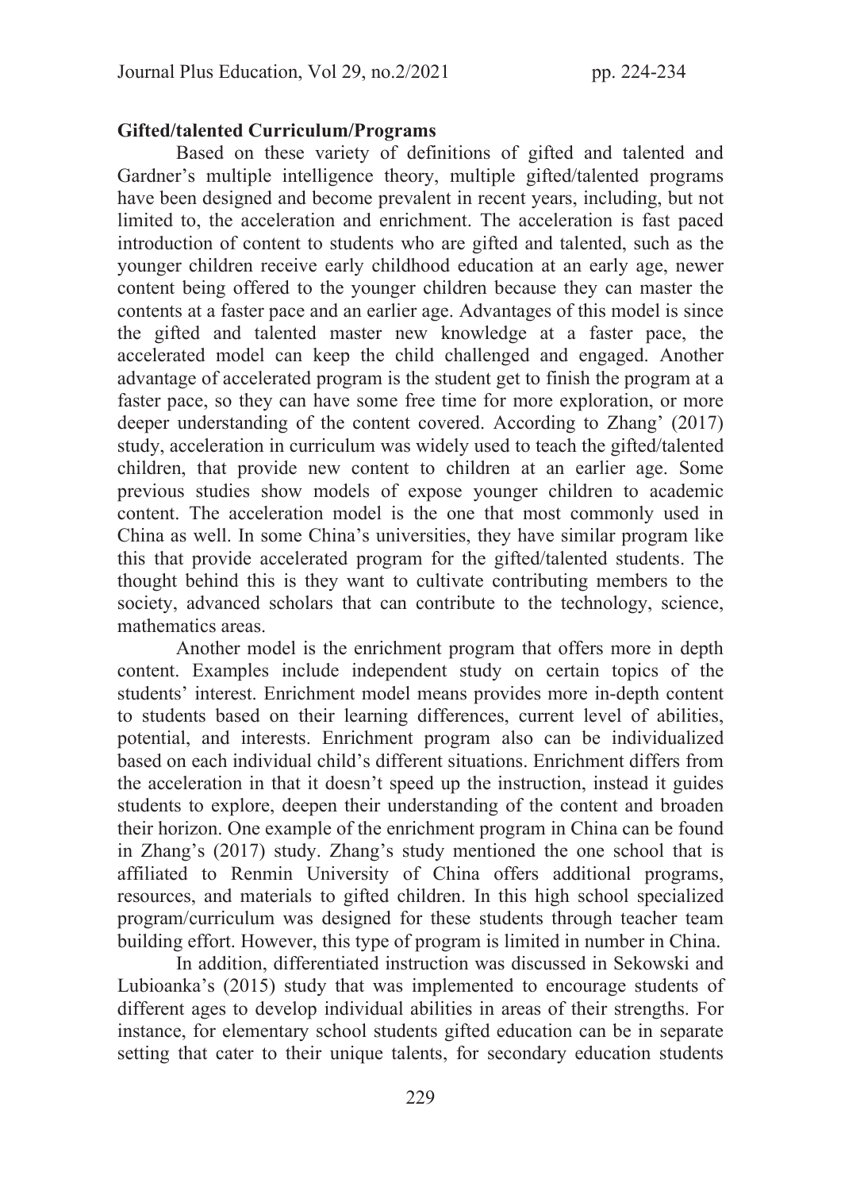**Gifted/talented Curriculum/Programs**

Based on these variety of definitions of gifted and talented and Gardner's multiple intelligence theory, multiple gifted/talented programs have been designed and become prevalent in recent years, including, but not limited to, the acceleration and enrichment. The acceleration is fast paced introduction of content to students who are gifted and talented, such as the younger children receive early childhood education at an early age, newer content being offered to the younger children because they can master the contents at a faster pace and an earlier age. Advantages of this model is since the gifted and talented master new knowledge at a faster pace, the accelerated model can keep the child challenged and engaged. Another advantage of accelerated program is the student get to finish the program at a faster pace, so they can have some free time for more exploration, or more deeper understanding of the content covered. According to Zhang' (2017) study, acceleration in curriculum was widely used to teach the gifted/talented children, that provide new content to children at an earlier age. Some previous studies show models of expose younger children to academic content. The acceleration model is the one that most commonly used in China as well. In some China's universities, they have similar program like this that provide accelerated program for the gifted/talented students. The thought behind this is they want to cultivate contributing members to the society, advanced scholars that can contribute to the technology, science, mathematics areas.

Another model is the enrichment program that offers more in depth content. Examples include independent study on certain topics of the students' interest. Enrichment model means provides more in-depth content to students based on their learning differences, current level of abilities, potential, and interests. Enrichment program also can be individualized based on each individual child's different situations. Enrichment differs from the acceleration in that it doesn't speed up the instruction, instead it guides students to explore, deepen their understanding of the content and broaden their horizon. One example of the enrichment program in China can be found in Zhang's (2017) study. Zhang's study mentioned the one school that is affiliated to Renmin University of China offers additional programs, resources, and materials to gifted children. In this high school specialized program/curriculum was designed for these students through teacher team building effort. However, this type of program is limited in number in China.

In addition, differentiated instruction was discussed in Sekowski and Lubioanka's (2015) study that was implemented to encourage students of different ages to develop individual abilities in areas of their strengths. For instance, for elementary school students gifted education can be in separate setting that cater to their unique talents, for secondary education students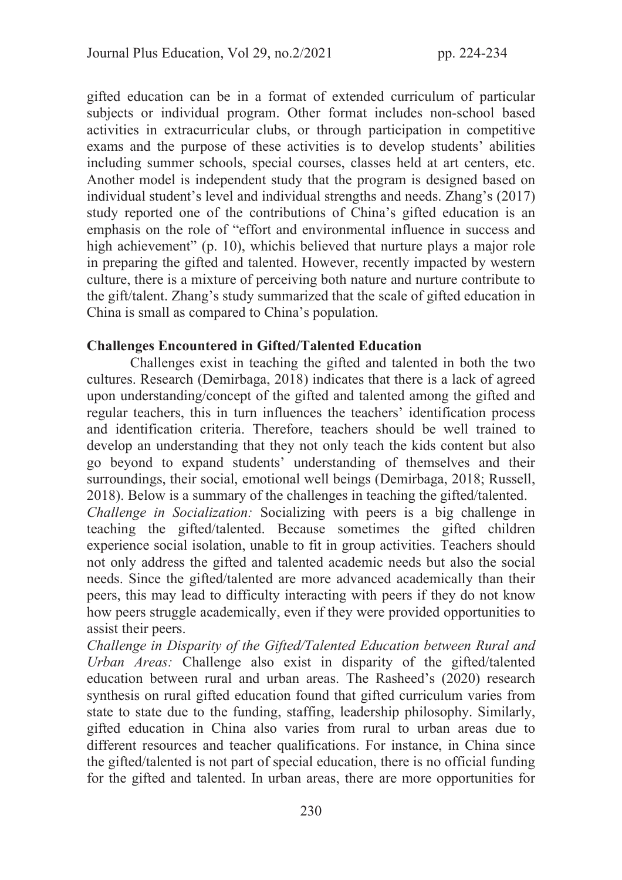gifted education can be in a format of extended curriculum of particular subjects or individual program. Other format includes non-school based activities in extracurricular clubs, or through participation in competitive exams and the purpose of these activities is to develop students' abilities including summer schools, special courses, classes held at art centers, etc. Another model is independent study that the program is designed based on individual student's level and individual strengths and needs. Zhang's (2017) study reported one of the contributions of China's gifted education is an emphasis on the role of "effort and environmental influence in success and high achievement" (p. 10), whichis believed that nurture plays a major role in preparing the gifted and talented. However, recently impacted by western culture, there is a mixture of perceiving both nature and nurture contribute to the gift/talent. Zhang's study summarized that the scale of gifted education in China is small as compared to China's population.

**Challenges Encountered in Gifted/Talented Education**

Challenges exist in teaching the gifted and talented in both the two cultures. Research (Demirbaga, 2018) indicates that there is a lack of agreed upon understanding/concept of the gifted and talented among the gifted and regular teachers, this in turn influences the teachers' identification process and identification criteria. Therefore, teachers should be well trained to develop an understanding that they not only teach the kids content but also go beyond to expand students' understanding of themselves and their surroundings, their social, emotional well beings (Demirbaga, 2018; Russell, 2018). Below is a summary of the challenges in teaching the gifted/talented.

*Challenge in Socialization:* Socializing with peers is a big challenge in teaching the gifted/talented. Because sometimes the gifted children experience social isolation, unable to fit in group activities. Teachers should not only address the gifted and talented academic needs but also the social needs. Since the gifted/talented are more advanced academically than their peers, this may lead to difficulty interacting with peers if they do not know how peers struggle academically, even if they were provided opportunities to assist their peers.

*Challenge in Disparity of the Gifted/Talented Education between Rural and Urban Areas:* Challenge also exist in disparity of the gifted/talented education between rural and urban areas. The Rasheed's (2020) research synthesis on rural gifted education found that gifted curriculum varies from state to state due to the funding, staffing, leadership philosophy. Similarly, gifted education in China also varies from rural to urban areas due to different resources and teacher qualifications. For instance, in China since the gifted/talented is not part of special education, there is no official funding for the gifted and talented. In urban areas, there are more opportunities for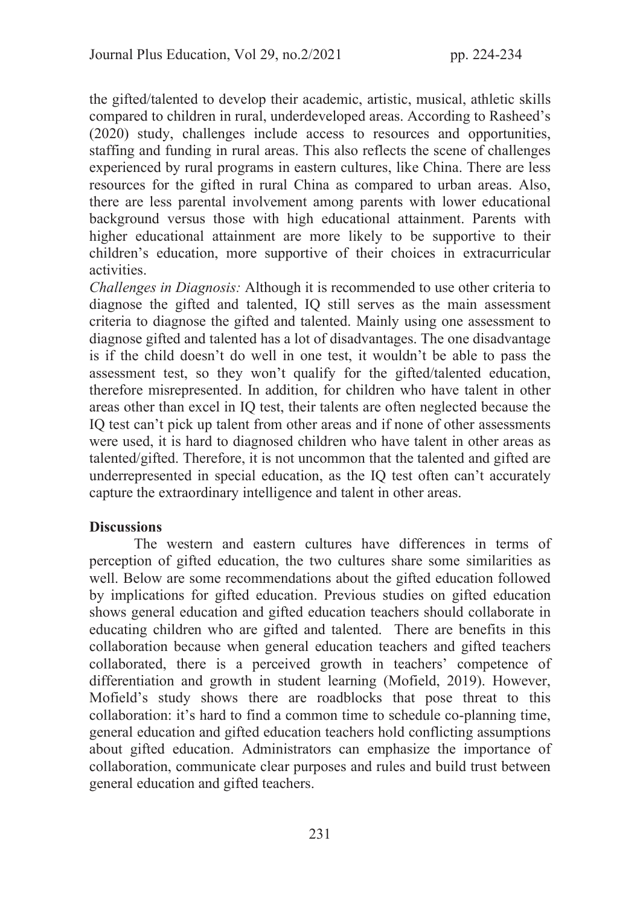the gifted/talented to develop their academic, artistic, musical, athletic skills compared to children in rural, underdeveloped areas. According to Rasheed's (2020) study, challenges include access to resources and opportunities, staffing and funding in rural areas. This also reflects the scene of challenges experienced by rural programs in eastern cultures, like China. There are less resources for the gifted in rural China as compared to urban areas. Also, there are less parental involvement among parents with lower educational background versus those with high educational attainment. Parents with higher educational attainment are more likely to be supportive to their children's education, more supportive of their choices in extracurricular activities.

*Challenges in Diagnosis:* Although it is recommended to use other criteria to diagnose the gifted and talented, IQ still serves as the main assessment criteria to diagnose the gifted and talented. Mainly using one assessment to diagnose gifted and talented has a lot of disadvantages. The one disadvantage is if the child doesn't do well in one test, it wouldn't be able to pass the assessment test, so they won't qualify for the gifted/talented education, therefore misrepresented. In addition, for children who have talent in other areas other than excel in IQ test, their talents are often neglected because the IQ test can't pick up talent from other areas and if none of other assessments were used, it is hard to diagnosed children who have talent in other areas as talented/gifted. Therefore, it is not uncommon that the talented and gifted are underrepresented in special education, as the IQ test often can't accurately capture the extraordinary intelligence and talent in other areas.

**Discussions**

The western and eastern cultures have differences in terms of perception of gifted education, the two cultures share some similarities as well. Below are some recommendations about the gifted education followed by implications for gifted education. Previous studies on gifted education shows general education and gifted education teachers should collaborate in educating children who are gifted and talented. There are benefits in this collaboration because when general education teachers and gifted teachers collaborated, there is a perceived growth in teachers' competence of differentiation and growth in student learning (Mofield, 2019). However, Mofield's study shows there are roadblocks that pose threat to this collaboration: it's hard to find a common time to schedule co-planning time, general education and gifted education teachers hold conflicting assumptions about gifted education. Administrators can emphasize the importance of collaboration, communicate clear purposes and rules and build trust between general education and gifted teachers.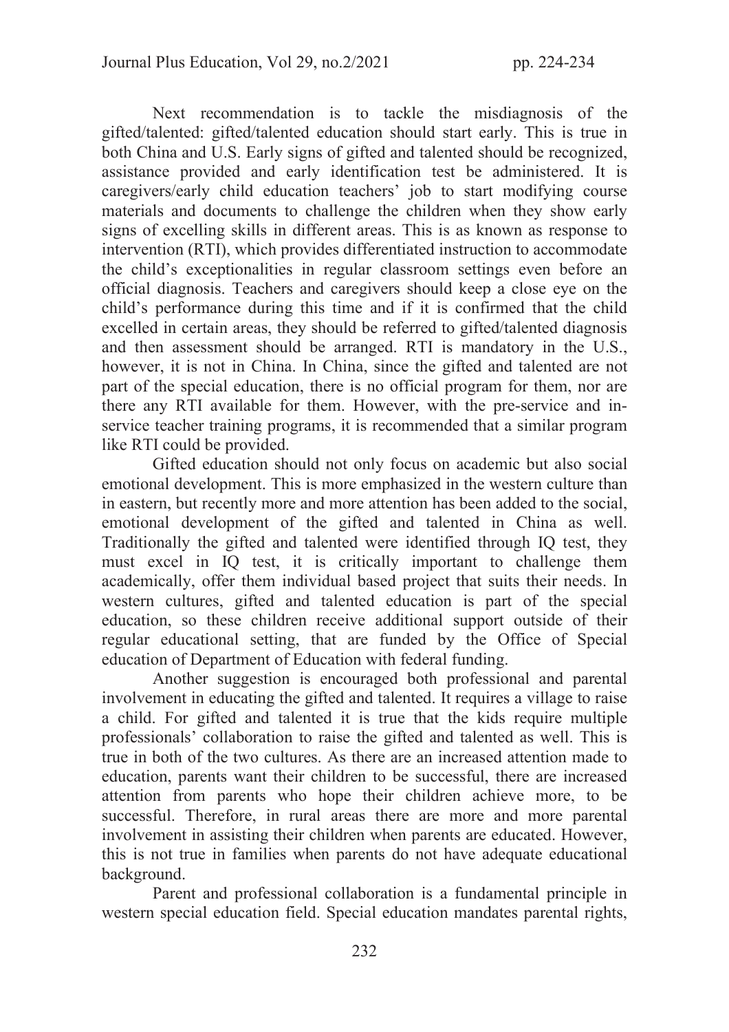Next recommendation is to tackle the misdiagnosis of the gifted/talented: gifted/talented education should start early. This is true in both China and U.S. Early signs of gifted and talented should be recognized, assistance provided and early identification test be administered. It is caregivers/early child education teachers' job to start modifying course materials and documents to challenge the children when they show early signs of excelling skills in different areas. This is as known as response to intervention (RTI), which provides differentiated instruction to accommodate the child's exceptionalities in regular classroom settings even before an official diagnosis. Teachers and caregivers should keep a close eye on the child's performance during this time and if it is confirmed that the child excelled in certain areas, they should be referred to gifted/talented diagnosis and then assessment should be arranged. RTI is mandatory in the U.S., however, it is not in China. In China, since the gifted and talented are not part of the special education, there is no official program for them, nor are there any RTI available for them. However, with the pre-service and in-service teacher training programs, it is recommended that a similar program like RTI could be provided.

Gifted education should not only focus on academic but also social emotional development. This is more emphasized in the western culture than in eastern, but recently more and more attention has been added to the social, emotional development of the gifted and talented in China as well. Traditionally the gifted and talented were identified through IQ test, they must excel in IQ test, it is critically important to challenge them academically, offer them individual based project that suits their needs. In western cultures, gifted and talented education is part of the special education, so these children receive additional support outside of their regular educational setting, that are funded by the Office of Special education of Department of Education with federal funding.

Another suggestion is encouraged both professional and parental involvement in educating the gifted and talented. It requires a village to raise a child. For gifted and talented it is true that the kids require multiple professionals' collaboration to raise the gifted and talented as well. This is true in both of the two cultures. As there are an increased attention made to education, parents want their children to be successful, there are increased attention from parents who hope their children achieve more, to be successful. Therefore, in rural areas there are more and more parental involvement in assisting their children when parents are educated. However, this is not true in families when parents do not have adequate educational background.

Parent and professional collaboration is a fundamental principle in western special education field. Special education mandates parental rights,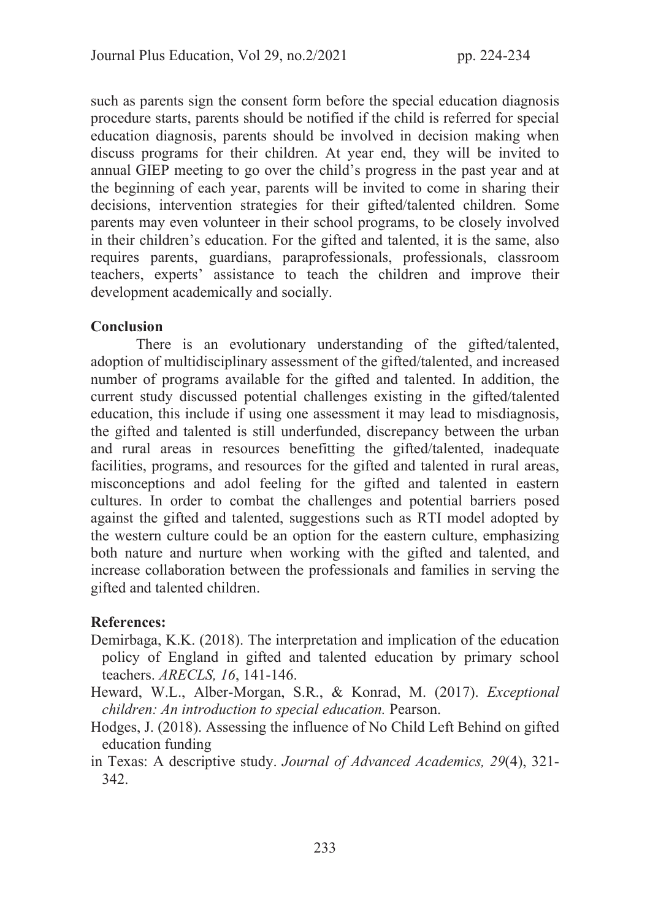such as parents sign the consent form before the special education diagnosis procedure starts, parents should be notified if the child is referred for special education diagnosis, parents should be involved in decision making when discuss programs for their children. At year end, they will be invited to annual GIEP meeting to go over the child's progress in the past year and at the beginning of each year, parents will be invited to come in sharing their decisions, intervention strategies for their gifted/talented children. Some parents may even volunteer in their school programs, to be closely involved in their children's education. For the gifted and talented, it is the same, also requires parents, guardians, paraprofessionals, professionals, classroom teachers, experts' assistance to teach the children and improve their development academically and socially.

## Conclusion

There is an evolutionary understanding of the gifted/talented, adoption of multidisciplinary assessment of the gifted/talented, and increased number of programs available for the gifted and talented. In addition, the current study discussed potential challenges existing in the gifted/talented education, this include if using one assessment it may lead to misdiagnosis, the gifted and talented is still underfunded, discrepancy between the urban and rural areas in resources benefitting the gifted/talented, inadequate facilities, programs, and resources for the gifted and talented in rural areas, misconceptions and adol feeling for the gifted and talented in eastern cultures. In order to combat the challenges and potential barriers posed against the gifted and talented, suggestions such as RTI model adopted by the western culture could be an option for the eastern culture, emphasizing both nature and nurture when working with the gifted and talented, and increase collaboration between the professionals and families in serving the gifted and talented children.

## References:

Demirbaga, K.K. (2018). The interpretation and implication of the education policy of England in gifted and talented education by primary school teachers. *ARECLS, 16*, 141-146.

Heward, W.L., Alber-Morgan, S.R., & Konrad, M. (2017). *Exceptional children: An introduction to special education.* Pearson.

Hodges, J. (2018). Assessing the influence of No Child Left Behind on gifted education funding

in Texas: A descriptive study. *Journal of Advanced Academics, 29*(4), 321-342.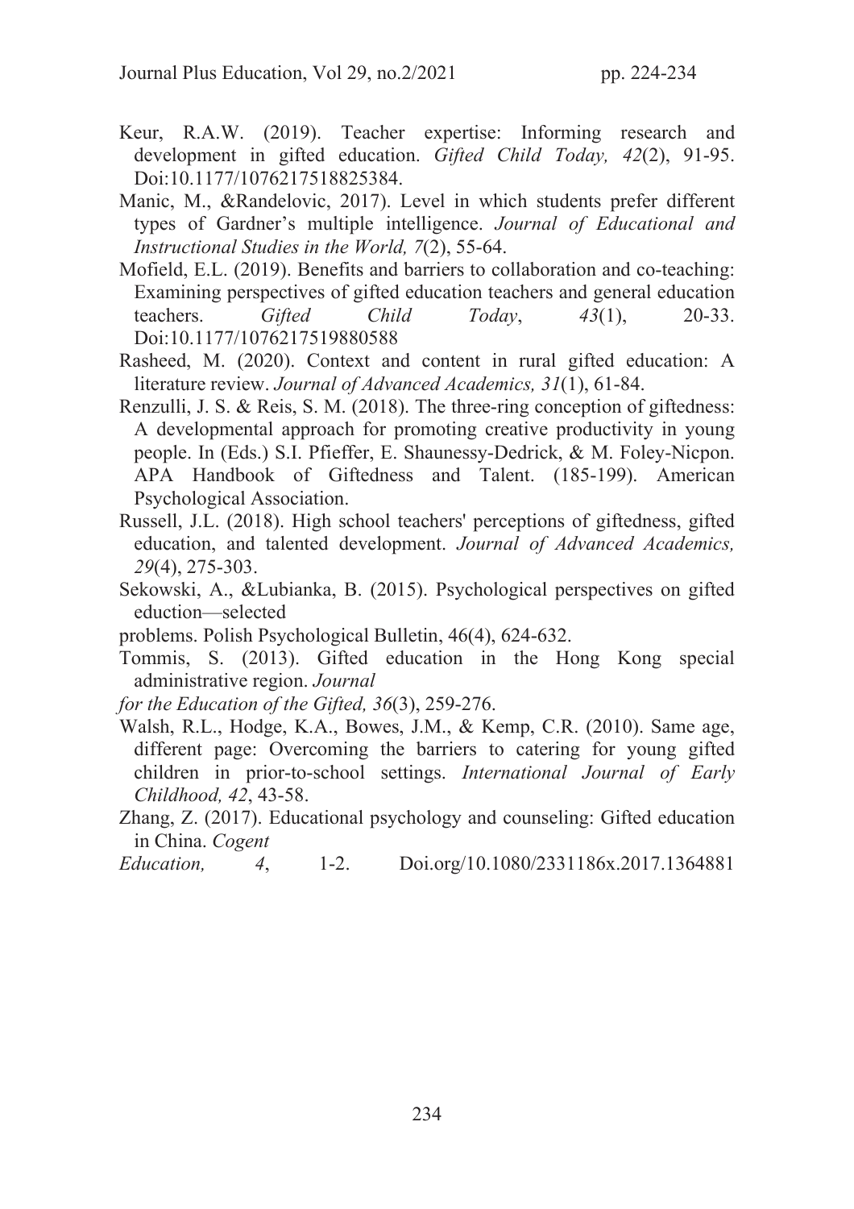Keur, R.A.W. (2019). Teacher expertise: Informing research and development in gifted education. *Gifted Child Today, 42*(2), 91-95. Doi:10.1177/1076217518825384.

Manic, M., &Randelovic, 2017). Level in which students prefer different types of Gardner's multiple intelligence. *Journal of Educational and Instructional Studies in the World, 7*(2), 55-64.

Mofield, E.L. (2019). Benefits and barriers to collaboration and co-teaching: Examining perspectives of gifted education teachers and general education teachers. *Gifted Child Today*, *43*(1), 20-33. Doi:10.1177/1076217519880588

Rasheed, M. (2020). Context and content in rural gifted education: A literature review. *Journal of Advanced Academics, 31*(1), 61-84.

Renzulli, J. S. & Reis, S. M. (2018). The three-ring conception of giftedness: A developmental approach for promoting creative productivity in young people. In (Eds.) S.I. Pfieffer, E. Shaunessy-Dedrick, & M. Foley-Nicpon. APA Handbook of Giftedness and Talent. (185-199). American Psychological Association.

Russell, J.L. (2018). High school teachers' perceptions of giftedness, gifted education, and talented development. *Journal of Advanced Academics, 29*(4), 275-303.

Sekowski, A., &Lubianka, B. (2015). Psychological perspectives on gifted eduction—selected
problems. Polish Psychological Bulletin, 46(4), 624-632.

Tommis, S. (2013). Gifted education in the Hong Kong special administrative region. *Journal
for the Education of the Gifted, 36*(3), 259-276.

Walsh, R.L., Hodge, K.A., Bowes, J.M., & Kemp, C.R. (2010). Same age, different page: Overcoming the barriers to catering for young gifted children in prior-to-school settings. *International Journal of Early Childhood, 42*, 43-58.

Zhang, Z. (2017). Educational psychology and counseling: Gifted education in China. *Cogent
Education, 4*, 1-2. Doi.org/10.1080/2331186x.2017.1364881